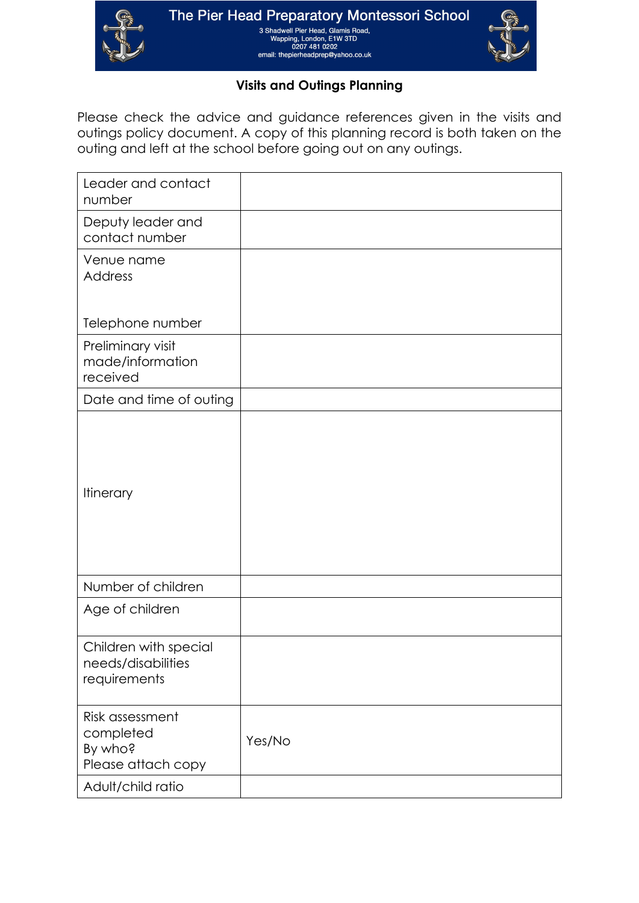# The Pier Head Preparatory Montessori School

3 Shadwell Pier Head, Glamis Road,
Wapping, London, E1W 3TD
0207 481 0202
email: thepierheadprep@yahoo.co.uk

## Visits and Outings Planning

Please check the advice and guidance references given in the visits and outings policy document. A copy of this planning record is both taken on the outing and left at the school before going out on any outings.

| | |
|---|---|
| Leader and contact number | |
| Deputy leader and contact number | |
| Venue name<br>Address<br><br>Telephone number | |
| Preliminary visit made/information received | |
| Date and time of outing | |
| Itinerary | |
| Number of children | |
| Age of children | |
| Children with special needs/disabilities requirements | |
| Risk assessment completed<br>By who?<br>Please attach copy | Yes/No |
| Adult/child ratio | |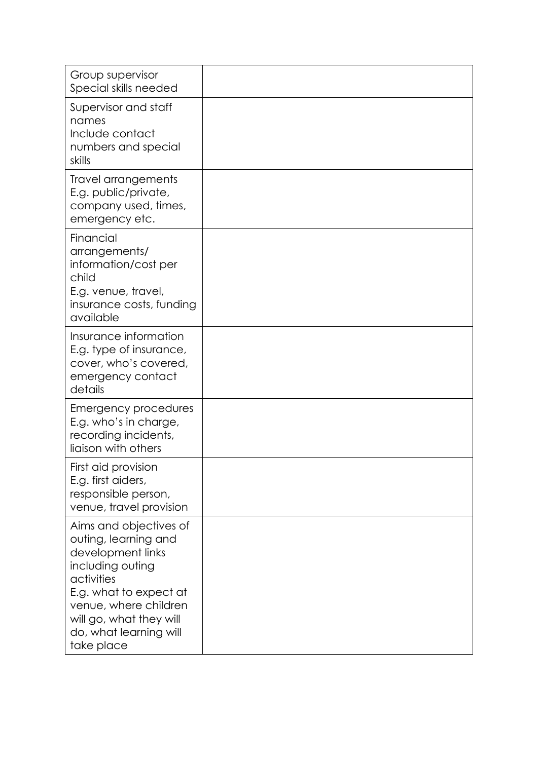| | |
|---|---|
| Group supervisor<br>Special skills needed | |
| Supervisor and staff names<br>Include contact numbers and special skills | |
| Travel arrangements<br>E.g. public/private, company used, times, emergency etc. | |
| Financial arrangements/ information/cost per child<br>E.g. venue, travel, insurance costs, funding available | |
| Insurance information<br>E.g. type of insurance, cover, who's covered, emergency contact details | |
| Emergency procedures<br>E.g. who's in charge, recording incidents, liaison with others | |
| First aid provision<br>E.g. first aiders, responsible person, venue, travel provision | |
| Aims and objectives of outing, learning and development links including outing activities<br>E.g. what to expect at venue, where children will go, what they will do, what learning will take place | |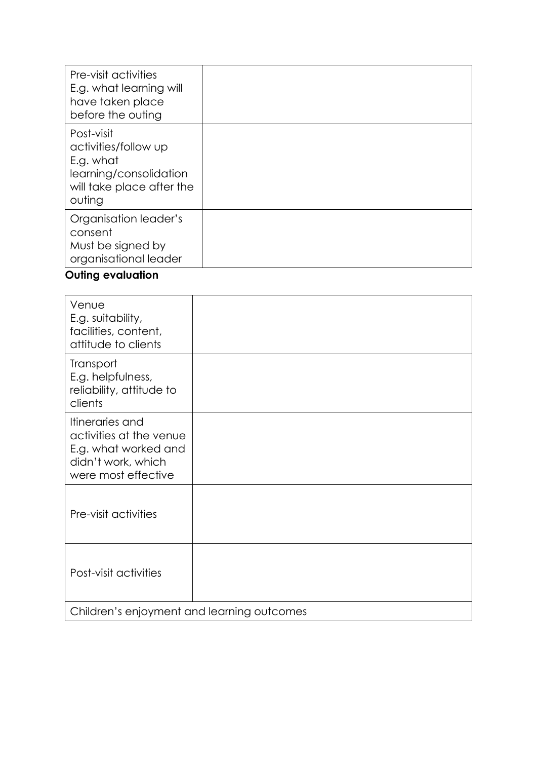| | |
|---|---|
| Pre-visit activities<br>E.g. what learning will have taken place before the outing | |
| Post-visit activities/follow up<br>E.g. what learning/consolidation will take place after the outing | |
| Organisation leader's consent<br>Must be signed by organisational leader | |

**Outing evaluation**

| | |
|---|---|
| Venue<br>E.g. suitability, facilities, content, attitude to clients | |
| Transport<br>E.g. helpfulness, reliability, attitude to clients | |
| Itineraries and activities at the venue<br>E.g. what worked and didn't work, which were most effective | |
| Pre-visit activities | |
| Post-visit activities | |
| Children's enjoyment and learning outcomes | |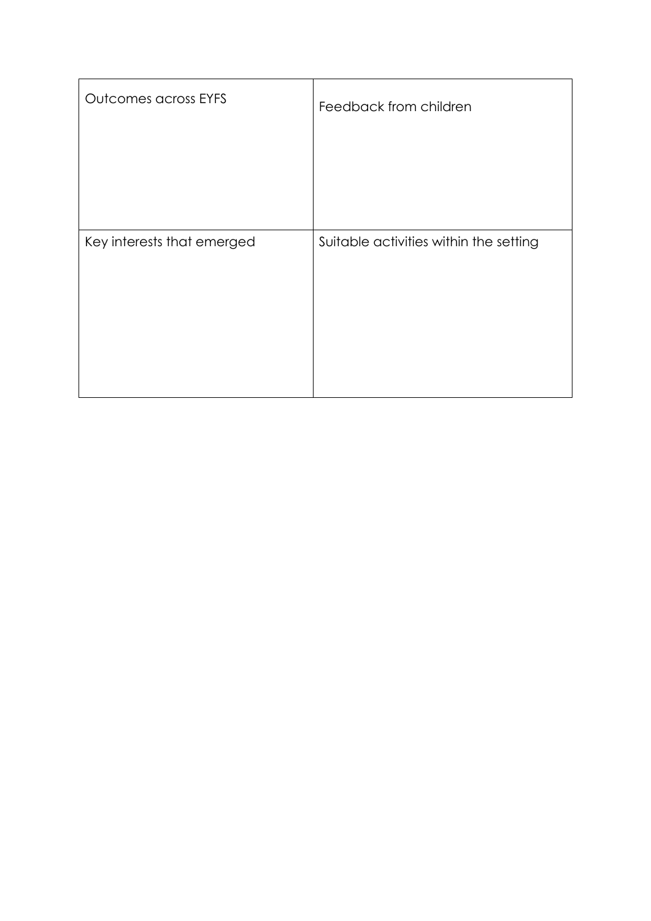| | |
|---|---|
| Outcomes across EYFS | Feedback from children |
| Key interests that emerged | Suitable activities within the setting |